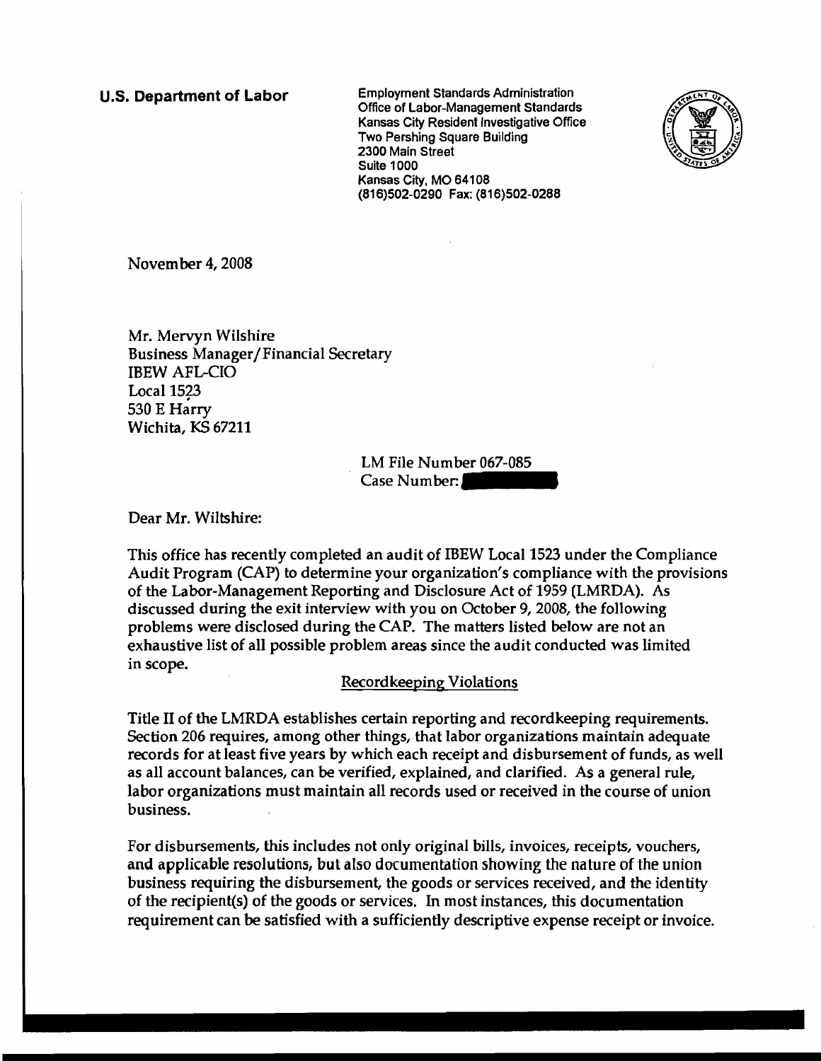**U.S. Department of Labor**

Employment Standards Administration
Office of Labor-Management Standards
Kansas City Resident Investigative Office
Two Pershing Square Building
2300 Main Street
Suite 1000
Kansas City, MO 64108
(816)502-0290 Fax: (816)502-0288

November 4, 2008

Mr. Mervyn Wilshire
Business Manager/Financial Secretary
IBEW AFL-CIO
Local 1523
530 E Harry
Wichita, KS 67211

LM File Number 067-085
Case Number:

Dear Mr. Wiltshire:

This office has recently completed an audit of IBEW Local 1523 under the Compliance Audit Program (CAP) to determine your organization's compliance with the provisions of the Labor-Management Reporting and Disclosure Act of 1959 (LMRDA). As discussed during the exit interview with you on October 9, 2008, the following problems were disclosed during the CAP. The matters listed below are not an exhaustive list of all possible problem areas since the audit conducted was limited in scope.

Recordkeeping Violations

Title II of the LMRDA establishes certain reporting and recordkeeping requirements. Section 206 requires, among other things, that labor organizations maintain adequate records for at least five years by which each receipt and disbursement of funds, as well as all account balances, can be verified, explained, and clarified. As a general rule, labor organizations must maintain all records used or received in the course of union business.

For disbursements, this includes not only original bills, invoices, receipts, vouchers, and applicable resolutions, but also documentation showing the nature of the union business requiring the disbursement, the goods or services received, and the identity of the recipient(s) of the goods or services. In most instances, this documentation requirement can be satisfied with a sufficiently descriptive expense receipt or invoice.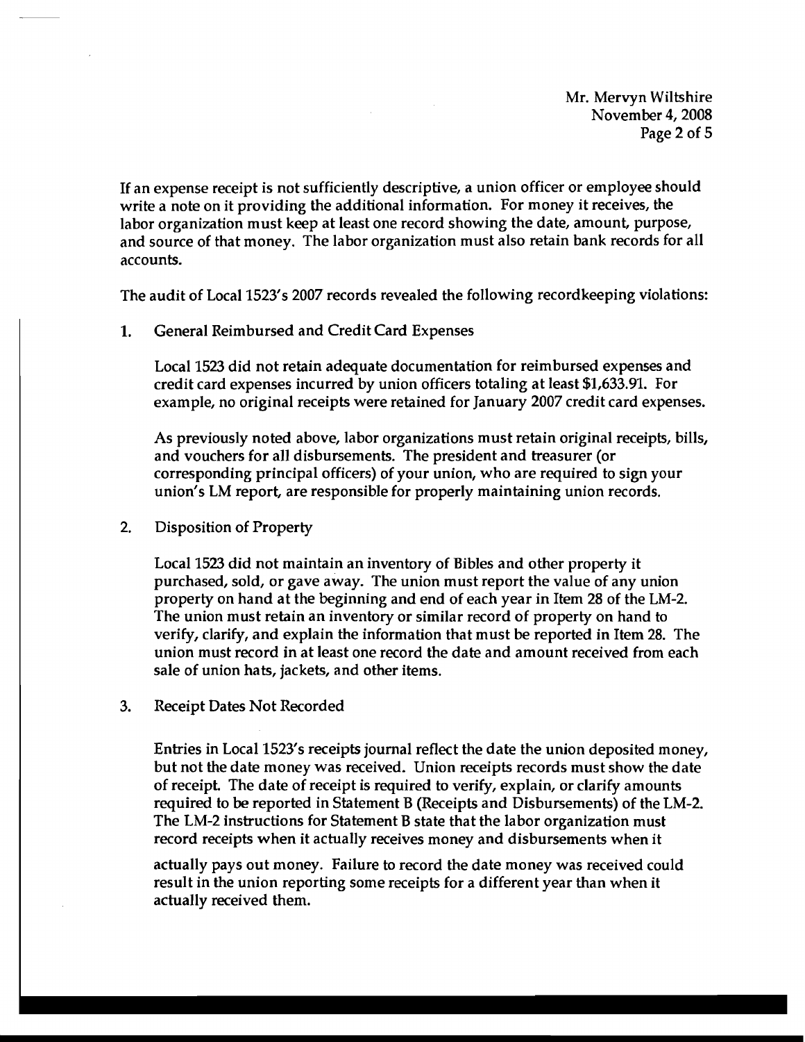If an expense receipt is not sufficiently descriptive, a union officer or employee should write a note on it providing the additional information. For money it receives, the labor organization must keep at least one record showing the date, amount, purpose, and source of that money. The labor organization must also retain bank records for all accounts.

The audit of Local 1523's 2007 records revealed the following recordkeeping violations:

1. General Reimbursed and Credit Card Expenses

   Local 1523 did not retain adequate documentation for reimbursed expenses and credit card expenses incurred by union officers totaling at least $1,633.91. For example, no original receipts were retained for January 2007 credit card expenses.

   As previously noted above, labor organizations must retain original receipts, bills, and vouchers for all disbursements. The president and treasurer (or corresponding principal officers) of your union, who are required to sign your union's LM report, are responsible for properly maintaining union records.

2. Disposition of Property

   Local 1523 did not maintain an inventory of Bibles and other property it purchased, sold, or gave away. The union must report the value of any union property on hand at the beginning and end of each year in Item 28 of the LM-2. The union must retain an inventory or similar record of property on hand to verify, clarify, and explain the information that must be reported in Item 28. The union must record in at least one record the date and amount received from each sale of union hats, jackets, and other items.

3. Receipt Dates Not Recorded

   Entries in Local 1523's receipts journal reflect the date the union deposited money, but not the date money was received. Union receipts records must show the date of receipt. The date of receipt is required to verify, explain, or clarify amounts required to be reported in Statement B (Receipts and Disbursements) of the LM-2. The LM-2 instructions for Statement B state that the labor organization must record receipts when it actually receives money and disbursements when it actually pays out money. Failure to record the date money was received could result in the union reporting some receipts for a different year than when it actually received them.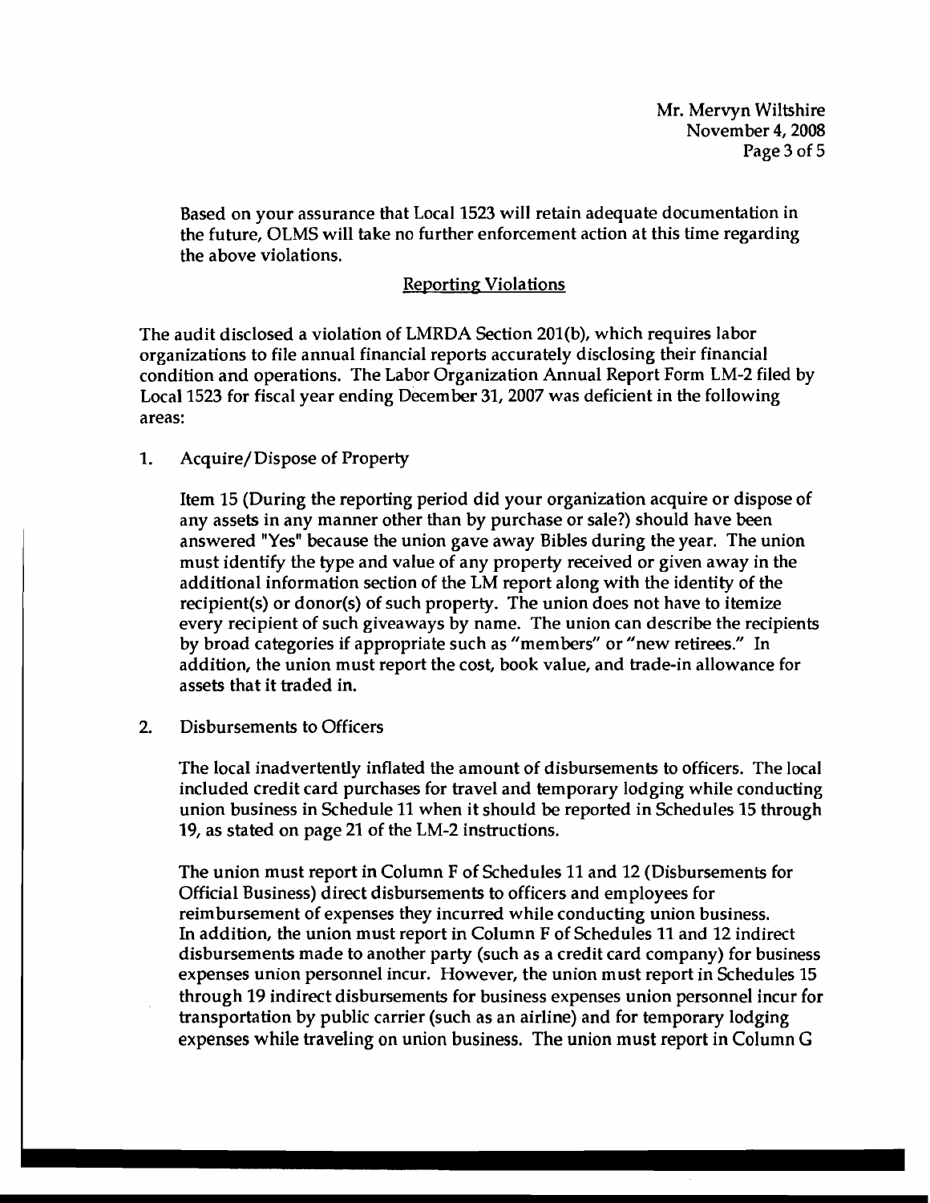Based on your assurance that Local 1523 will retain adequate documentation in the future, OLMS will take no further enforcement action at this time regarding the above violations.

## Reporting Violations

The audit disclosed a violation of LMRDA Section 201(b), which requires labor organizations to file annual financial reports accurately disclosing their financial condition and operations. The Labor Organization Annual Report Form LM-2 filed by Local 1523 for fiscal year ending December 31, 2007 was deficient in the following areas:

1. Acquire/Dispose of Property

   Item 15 (During the reporting period did your organization acquire or dispose of any assets in any manner other than by purchase or sale?) should have been answered "Yes" because the union gave away Bibles during the year. The union must identify the type and value of any property received or given away in the additional information section of the LM report along with the identity of the recipient(s) or donor(s) of such property. The union does not have to itemize every recipient of such giveaways by name. The union can describe the recipients by broad categories if appropriate such as "members" or "new retirees." In addition, the union must report the cost, book value, and trade-in allowance for assets that it traded in.

2. Disbursements to Officers

   The local inadvertently inflated the amount of disbursements to officers. The local included credit card purchases for travel and temporary lodging while conducting union business in Schedule 11 when it should be reported in Schedules 15 through 19, as stated on page 21 of the LM-2 instructions.

   The union must report in Column F of Schedules 11 and 12 (Disbursements for Official Business) direct disbursements to officers and employees for reimbursement of expenses they incurred while conducting union business. In addition, the union must report in Column F of Schedules 11 and 12 indirect disbursements made to another party (such as a credit card company) for business expenses union personnel incur. However, the union must report in Schedules 15 through 19 indirect disbursements for business expenses union personnel incur for transportation by public carrier (such as an airline) and for temporary lodging expenses while traveling on union business. The union must report in Column G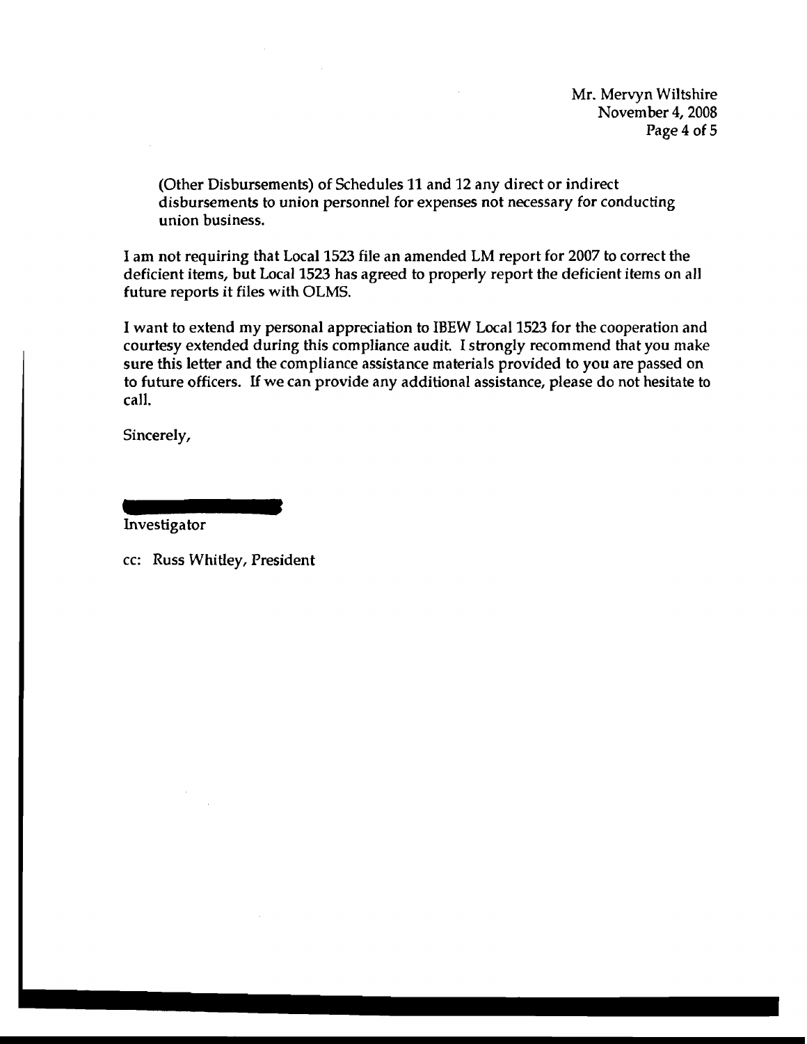(Other Disbursements) of Schedules 11 and 12 any direct or indirect disbursements to union personnel for expenses not necessary for conducting union business.

I am not requiring that Local 1523 file an amended LM report for 2007 to correct the deficient items, but Local 1523 has agreed to properly report the deficient items on all future reports it files with OLMS.

I want to extend my personal appreciation to IBEW Local 1523 for the cooperation and courtesy extended during this compliance audit. I strongly recommend that you make sure this letter and the compliance assistance materials provided to you are passed on to future officers. If we can provide any additional assistance, please do not hesitate to call.

Sincerely,

Investigator

cc: Russ Whitley, President